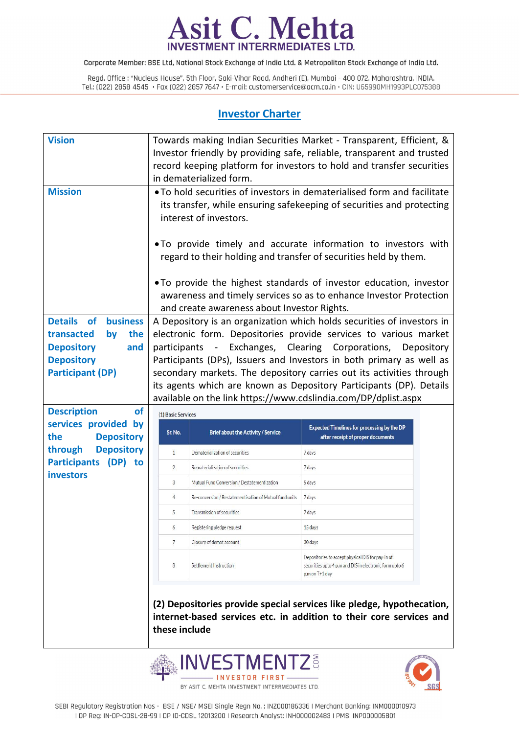## Investor Charter

| | |
|---|---|
| **Vision** | Towards making Indian Securities Market - Transparent, Efficient, & Investor friendly by providing safe, reliable, transparent and trusted record keeping platform for investors to hold and transfer securities in dematerialized form. |
| **Mission** | • To hold securities of investors in dematerialised form and facilitate its transfer, while ensuring safekeeping of securities and protecting interest of investors.<br><br>• To provide timely and accurate information to investors with regard to their holding and transfer of securities held by them.<br><br>• To provide the highest standards of investor education, investor awareness and timely services so as to enhance Investor Protection and create awareness about Investor Rights. |
| **Details of business transacted by the Depository and Depository Participant (DP)** | A Depository is an organization which holds securities of investors in electronic form. Depositories provide services to various market participants - Exchanges, Clearing Corporations, Depository Participants (DPs), Issuers and Investors in both primary as well as secondary markets. The depository carries out its activities through its agents which are known as Depository Participants (DP). Details available on the link https://www.cdslindia.com/DP/dplist.aspx |
| **Description of services provided by the Depository through Depository Participants (DP) to investors** | (1) Basic Services (see table below)<br><br>**(2) Depositories provide special services like pledge, hypothecation, internet-based services etc. in addition to their core services and these include** |

(1) Basic Services

| Sr. No. | Brief about the Activity / Service | Expected Timelines for processing by the DP after receipt of proper documents |
|---|---|---|
| 1 | Dematerialization of securities | 7 days |
| 2 | Rematerialization of securities | 7 days |
| 3 | Mutual Fund Conversion / Destatementization | 5 days |
| 4 | Re-conversion / Restatementisation of Mutual fund units | 7 days |
| 5 | Transmission of securities | 7 days |
| 6 | Registering pledge request | 15 days |
| 7 | Closure of demat account | 30 days |
| 8 | Settlement Instruction | Depositories to accept physical DIS for pay-in of securities upto 4 p.m and DIS in electronic form upto 6 p.m on T+1 day |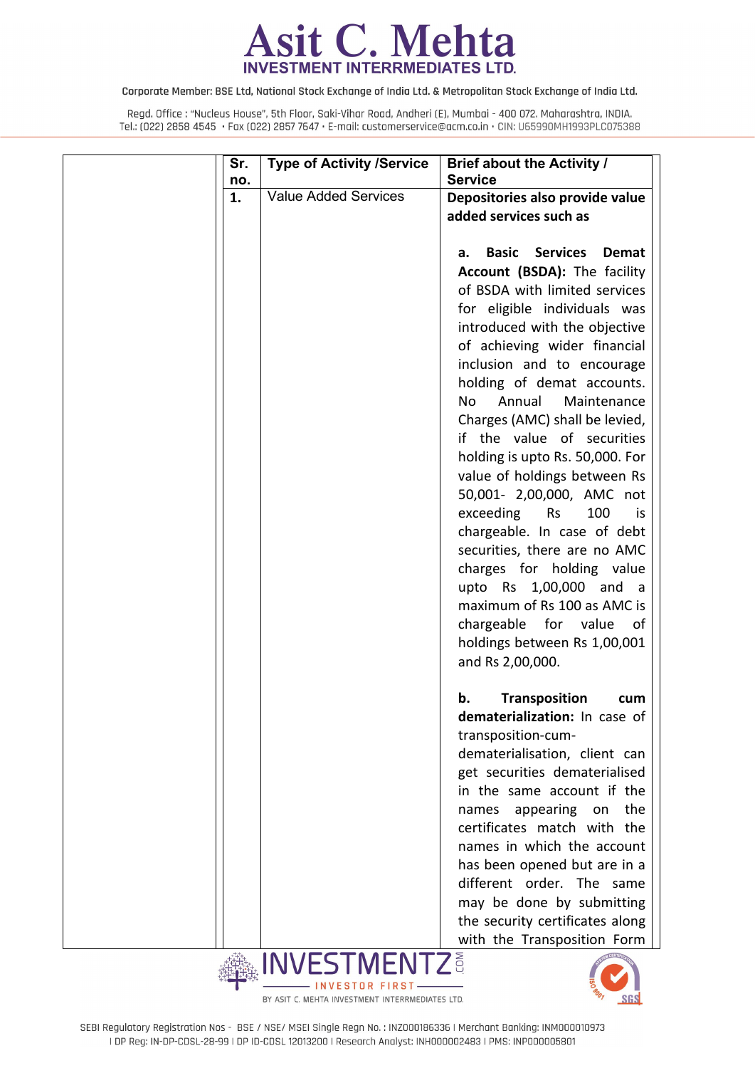| Sr. no. | Type of Activity /Service | Brief about the Activity / Service |
|---|---|---|
| **1.** | Value Added Services | **Depositories also provide value added services such as**<br><br>**a. Basic Services Demat Account (BSDA):** The facility of BSDA with limited services for eligible individuals was introduced with the objective of achieving wider financial inclusion and to encourage holding of demat accounts. No Annual Maintenance Charges (AMC) shall be levied, if the value of securities holding is upto Rs. 50,000. For value of holdings between Rs 50,001- 2,00,000, AMC not exceeding Rs 100 is chargeable. In case of debt securities, there are no AMC charges for holding value upto Rs 1,00,000 and a maximum of Rs 100 as AMC is chargeable for value of holdings between Rs 1,00,001 and Rs 2,00,000.<br><br>**b. Transposition cum dematerialization:** In case of transposition-cum-dematerialisation, client can get securities dematerialised in the same account if the names appearing on the certificates match with the names in which the account has been opened but are in a different order. The same may be done by submitting the security certificates along with the Transposition Form |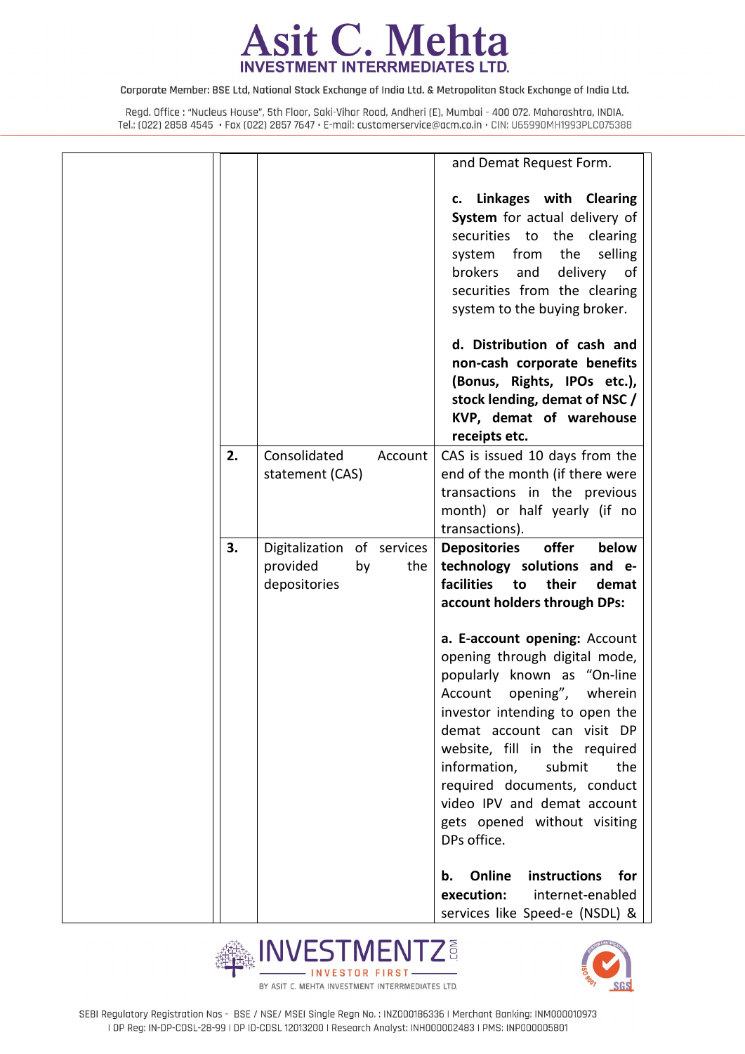| | | | |
|---|---|---|---|
| | | | and Demat Request Form.<br><br>**c. Linkages with Clearing System** for actual delivery of securities to the clearing system from the selling brokers and delivery of securities from the clearing system to the buying broker.<br><br>**d. Distribution of cash and non-cash corporate benefits (Bonus, Rights, IPOs etc.), stock lending, demat of NSC / KVP, demat of warehouse receipts etc.** |
| | **2.** | Consolidated Account statement (CAS) | CAS is issued 10 days from the end of the month (if there were transactions in the previous month) or half yearly (if no transactions). |
| | **3.** | Digitalization of services provided by the depositories | **Depositories offer below technology solutions and e-facilities to their demat account holders through DPs:**<br><br>**a. E-account opening:** Account opening through digital mode, popularly known as "On-line Account opening", wherein investor intending to open the demat account can visit DP website, fill in the required information, submit the required documents, conduct video IPV and demat account gets opened without visiting DPs office.<br><br>**b. Online instructions for execution:** internet-enabled services like Speed-e (NSDL) & |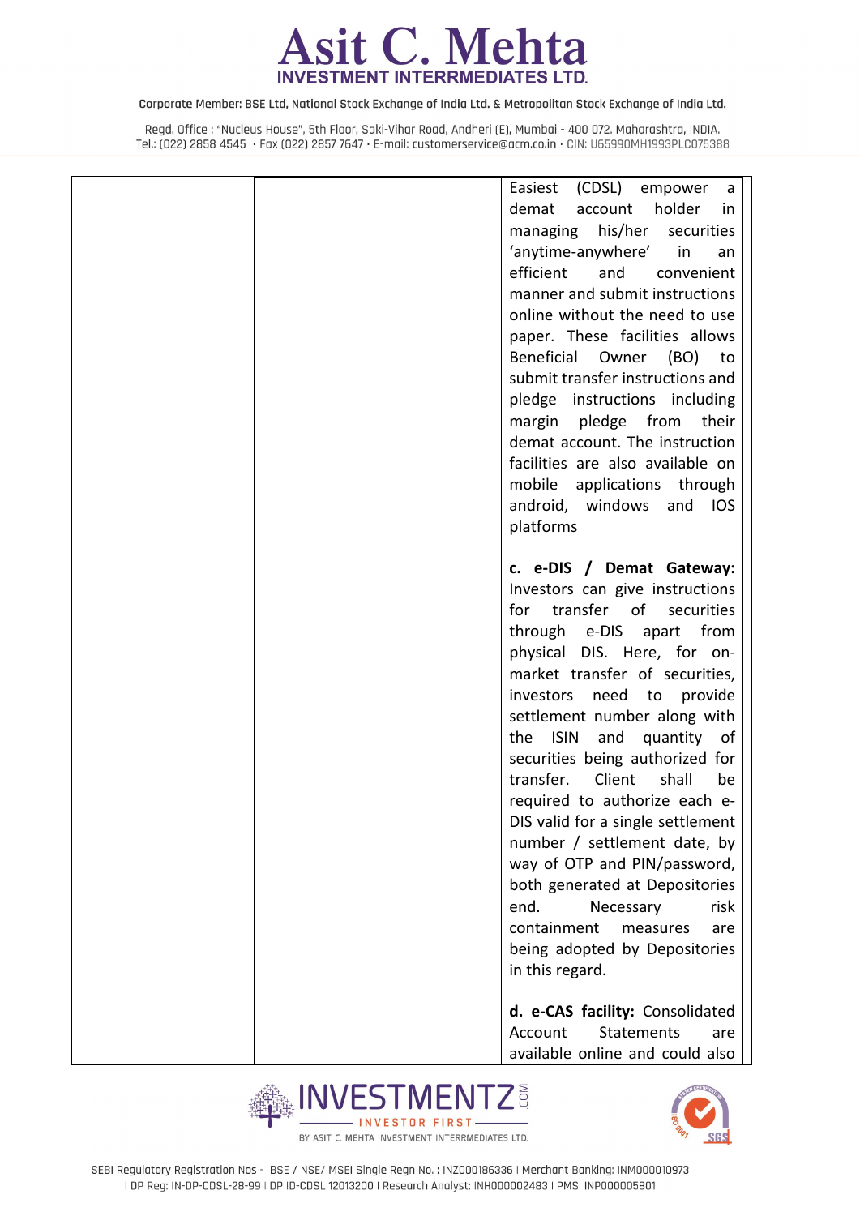| | | | |
|---|---|---|---|
| | | | Easiest (CDSL) empower a demat account holder in managing his/her securities 'anytime-anywhere' in an efficient and convenient manner and submit instructions online without the need to use paper. These facilities allows Beneficial Owner (BO) to submit transfer instructions and pledge instructions including margin pledge from their demat account. The instruction facilities are also available on mobile applications through android, windows and IOS platforms<br><br>**c. e-DIS / Demat Gateway:** Investors can give instructions for transfer of securities through e-DIS apart from physical DIS. Here, for on-market transfer of securities, investors need to provide settlement number along with the ISIN and quantity of securities being authorized for transfer. Client shall be required to authorize each e-DIS valid for a single settlement number / settlement date, by way of OTP and PIN/password, both generated at Depositories end. Necessary risk containment measures are being adopted by Depositories in this regard.<br><br>**d. e-CAS facility:** Consolidated Account Statements are available online and could also |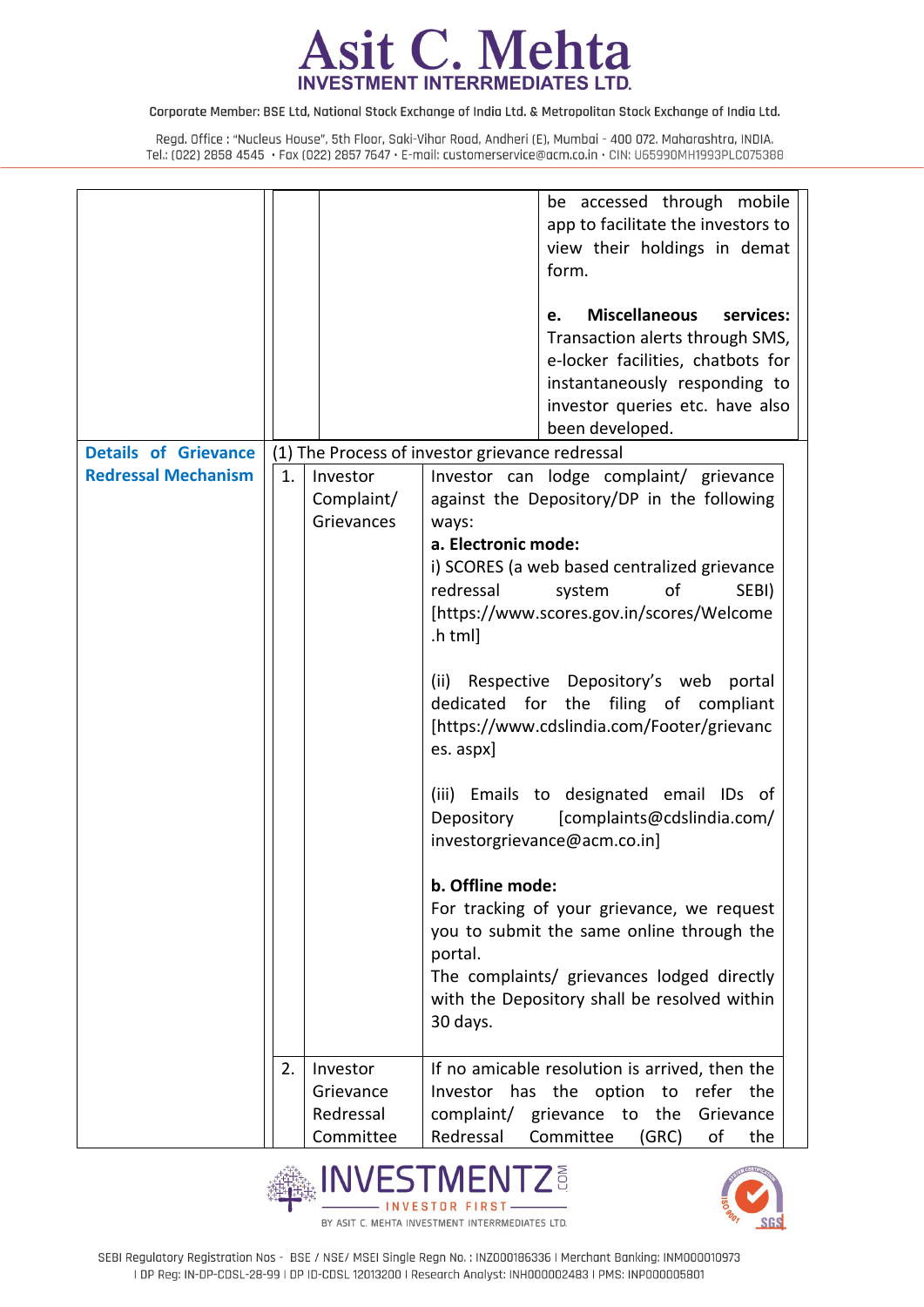| | | | |
|---|---|---|---|
| | | | be accessed through mobile app to facilitate the investors to view their holdings in demat form.<br><br>**e. Miscellaneous services:** Transaction alerts through SMS, e-locker facilities, chatbots for instantaneously responding to investor queries etc. have also been developed. |
| **Details of Grievance Redressal Mechanism** | (1) The Process of investor grievance redressal | | |
| | 1. | Investor Complaint/ Grievances | Investor can lodge complaint/ grievance against the Depository/DP in the following ways:<br>**a. Electronic mode:**<br>i) SCORES (a web based centralized grievance redressal system of SEBI) [https://www.scores.gov.in/scores/Welcome.h tml]<br><br>(ii) Respective Depository's web portal dedicated for the filing of compliant [https://www.cdslindia.com/Footer/grievanc es. aspx]<br><br>(iii) Emails to designated email IDs of Depository [complaints@cdslindia.com/ investorgrievance@acm.co.in]<br><br>**b. Offline mode:**<br>For tracking of your grievance, we request you to submit the same online through the portal.<br>The complaints/ grievances lodged directly with the Depository shall be resolved within 30 days. |
| | 2. | Investor Grievance Redressal Committee | If no amicable resolution is arrived, then the Investor has the option to refer the complaint/ grievance to the Grievance Redressal Committee (GRC) of the |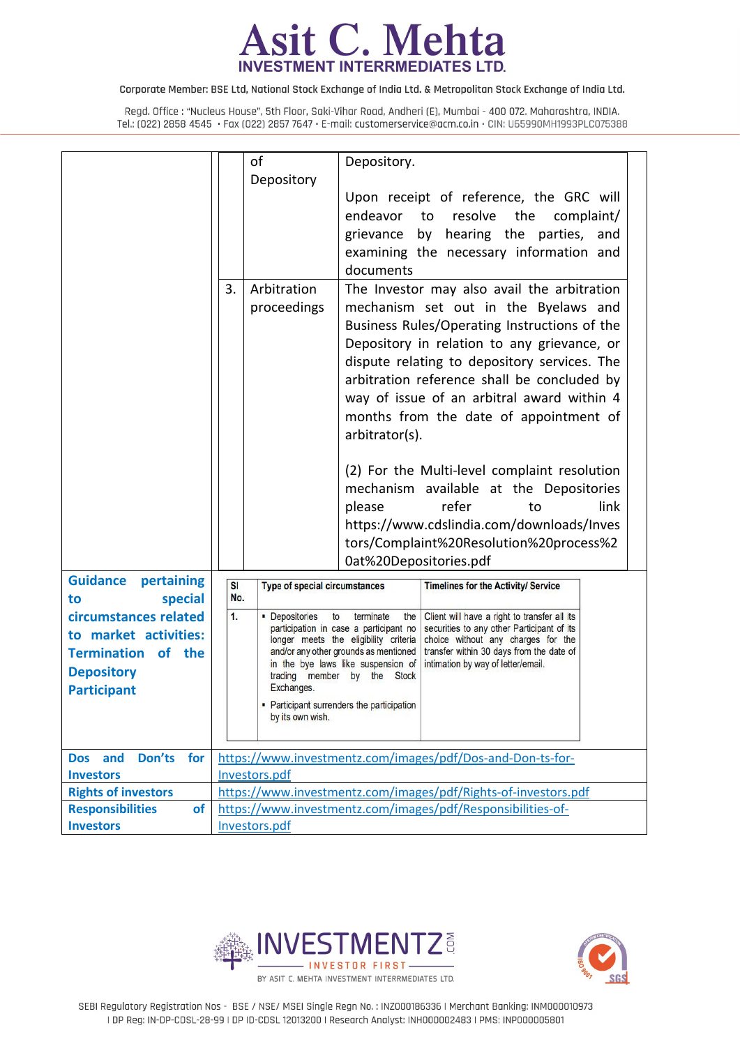| | | | |
|---|---|---|---|
| | | of Depository | Depository.<br><br>Upon receipt of reference, the GRC will endeavor to resolve the complaint/ grievance by hearing the parties, and examining the necessary information and documents |
| | 3. | Arbitration proceedings | The Investor may also avail the arbitration mechanism set out in the Byelaws and Business Rules/Operating Instructions of the Depository in relation to any grievance, or dispute relating to depository services. The arbitration reference shall be concluded by way of issue of an arbitral award within 4 months from the date of appointment of arbitrator(s).<br><br>(2) For the Multi-level complaint resolution mechanism available at the Depositories please refer to link https://www.cdslindia.com/downloads/Investors/Complaint%20Resolution%20process%20at%20Depositories.pdf |

| | | | |
|---|---|---|---|
| **Guidance pertaining to special circumstances related to market activities: Termination of the Depository Participant** | **Sl No.** | **Type of special circumstances** | **Timelines for the Activity/ Service** |
| | 1. | ▪ Depositories to terminate the participation in case a participant no longer meets the eligibility criteria and/or any other grounds as mentioned in the bye laws like suspension of trading member by the Stock Exchanges.<br>▪ Participant surrenders the participation by its own wish. | Client will have a right to transfer all its securities to any other Participant of its choice without any charges for the transfer within 30 days from the date of intimation by way of letter/email. |

| | |
|---|---|
| **Dos and Don'ts for Investors** | https://www.investmentz.com/images/pdf/Dos-and-Don-ts-for-Investors.pdf |
| **Rights of investors** | https://www.investmentz.com/images/pdf/Rights-of-investors.pdf |
| **Responsibilities of Investors** | https://www.investmentz.com/images/pdf/Responsibilities-of-Investors.pdf |